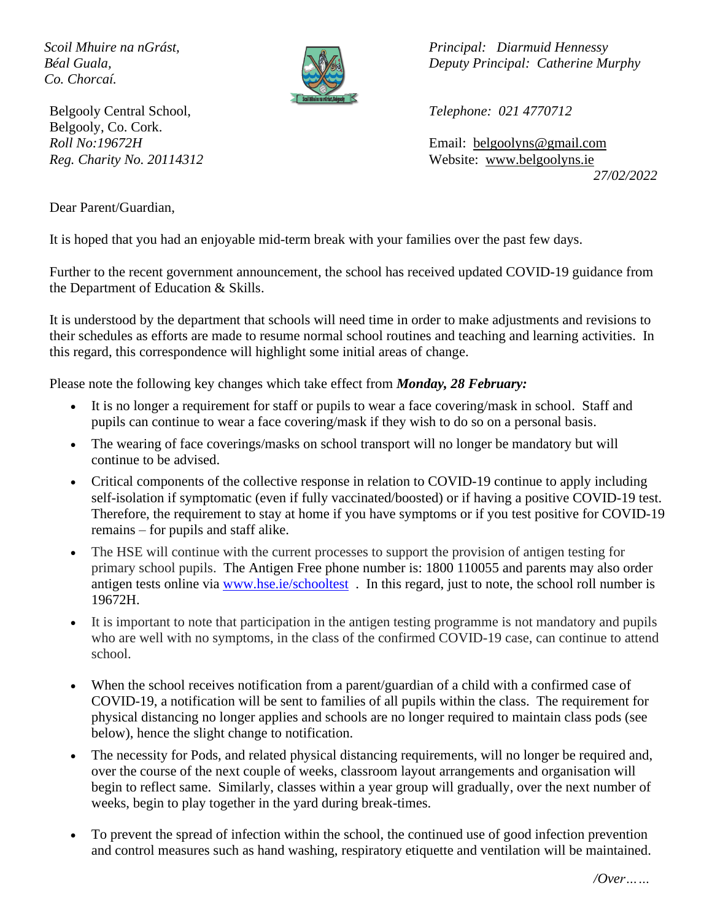*Scoil Mhuire na nGrást,*
*Béal Guala,*
*Co. Chorcaí.*

Belgooly Central School,
Belgooly, Co. Cork.
*Roll No:19672H*
*Reg. Charity No. 20114312*

*Principal: Diarmuid Hennessy*
*Deputy Principal: Catherine Murphy*

*Telephone: 021 4770712*

Email: belgoolyns@gmail.com
Website: www.belgoolyns.ie

*27/02/2022*

Dear Parent/Guardian,

It is hoped that you had an enjoyable mid-term break with your families over the past few days.

Further to the recent government announcement, the school has received updated COVID-19 guidance from the Department of Education & Skills.

It is understood by the department that schools will need time in order to make adjustments and revisions to their schedules as efforts are made to resume normal school routines and teaching and learning activities. In this regard, this correspondence will highlight some initial areas of change.

Please note the following key changes which take effect from ***Monday, 28 February:***

- It is no longer a requirement for staff or pupils to wear a face covering/mask in school. Staff and pupils can continue to wear a face covering/mask if they wish to do so on a personal basis.
- The wearing of face coverings/masks on school transport will no longer be mandatory but will continue to be advised.
- Critical components of the collective response in relation to COVID-19 continue to apply including self-isolation if symptomatic (even if fully vaccinated/boosted) or if having a positive COVID-19 test. Therefore, the requirement to stay at home if you have symptoms or if you test positive for COVID-19 remains – for pupils and staff alike.
- The HSE will continue with the current processes to support the provision of antigen testing for primary school pupils. The Antigen Free phone number is: 1800 110055 and parents may also order antigen tests online via www.hse.ie/schooltest . In this regard, just to note, the school roll number is 19672H.
- It is important to note that participation in the antigen testing programme is not mandatory and pupils who are well with no symptoms, in the class of the confirmed COVID-19 case, can continue to attend school.
- When the school receives notification from a parent/guardian of a child with a confirmed case of COVID-19, a notification will be sent to families of all pupils within the class. The requirement for physical distancing no longer applies and schools are no longer required to maintain class pods (see below), hence the slight change to notification.
- The necessity for Pods, and related physical distancing requirements, will no longer be required and, over the course of the next couple of weeks, classroom layout arrangements and organisation will begin to reflect same. Similarly, classes within a year group will gradually, over the next number of weeks, begin to play together in the yard during break-times.
- To prevent the spread of infection within the school, the continued use of good infection prevention and control measures such as hand washing, respiratory etiquette and ventilation will be maintained.

*/Over……*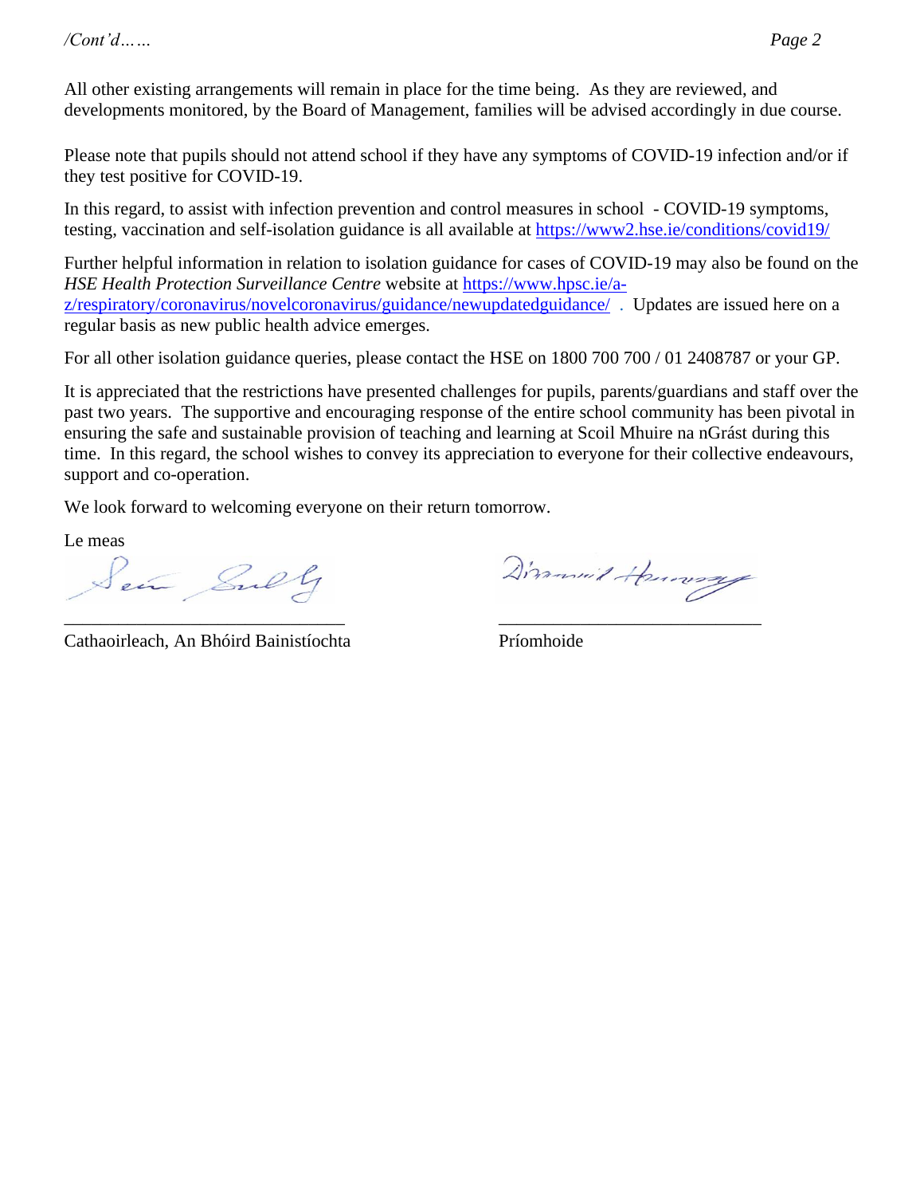All other existing arrangements will remain in place for the time being. As they are reviewed, and developments monitored, by the Board of Management, families will be advised accordingly in due course.

Please note that pupils should not attend school if they have any symptoms of COVID-19 infection and/or if they test positive for COVID-19.

In this regard, to assist with infection prevention and control measures in school - COVID-19 symptoms, testing, vaccination and self-isolation guidance is all available at https://www2.hse.ie/conditions/covid19/

Further helpful information in relation to isolation guidance for cases of COVID-19 may also be found on the *HSE Health Protection Surveillance Centre* website at https://www.hpsc.ie/a-z/respiratory/coronavirus/novelcoronavirus/guidance/newupdatedguidance/ . Updates are issued here on a regular basis as new public health advice emerges.

For all other isolation guidance queries, please contact the HSE on 1800 700 700 / 01 2408787 or your GP.

It is appreciated that the restrictions have presented challenges for pupils, parents/guardians and staff over the past two years. The supportive and encouraging response of the entire school community has been pivotal in ensuring the safe and sustainable provision of teaching and learning at Scoil Mhuire na nGrást during this time. In this regard, the school wishes to convey its appreciation to everyone for their collective endeavours, support and co-operation.

We look forward to welcoming everyone on their return tomorrow.

Le meas

_______________________________ _______________________________

Cathaoirleach, An Bhóird Bainistíochta Príomhoide